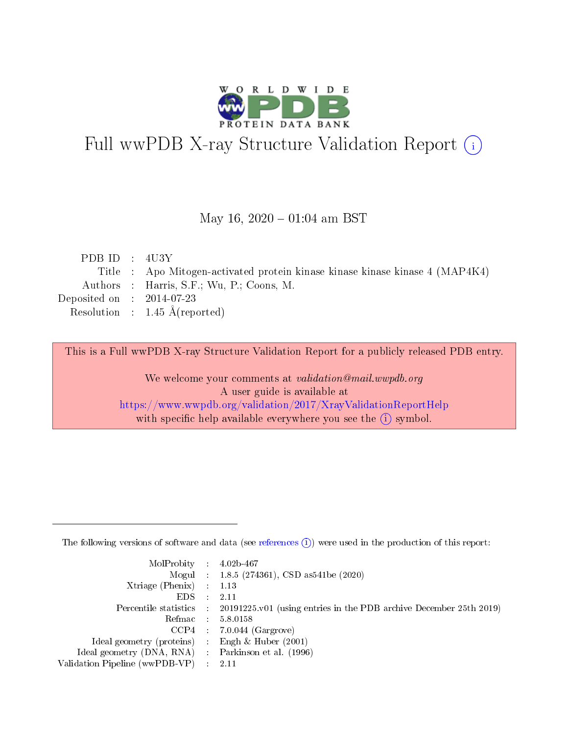# Full wwPDB X-ray Structure Validation Report (i)

May 16, 2020 – 01:04 am BST

| | | |
|---|---|---|
| PDB ID | : | 4U3Y |
| Title | : | Apo Mitogen-activated protein kinase kinase kinase kinase 4 (MAP4K4) |
| Authors | : | Harris, S.F.; Wu, P.; Coons, M. |
| Deposited on | : | 2014-07-23 |
| Resolution | : | 1.45 Å(reported) |

This is a Full wwPDB X-ray Structure Validation Report for a publicly released PDB entry.

We welcome your comments at *validation@mail.wwpdb.org*
A user guide is available at
https://www.wwpdb.org/validation/2017/XrayValidationReportHelp
with specific help available everywhere you see the (i) symbol.

---

The following versions of software and data (see references (i)) were used in the production of this report:

| | | |
|---|---|---|
| MolProbity | : | 4.02b-467 |
| Mogul | : | 1.8.5 (274361), CSD as541be (2020) |
| Xtriage (Phenix) | : | 1.13 |
| EDS | : | 2.11 |
| Percentile statistics | : | 20191225.v01 (using entries in the PDB archive December 25th 2019) |
| Refmac | : | 5.8.0158 |
| CCP4 | : | 7.0.044 (Gargrove) |
| Ideal geometry (proteins) | : | Engh & Huber (2001) |
| Ideal geometry (DNA, RNA) | : | Parkinson et al. (1996) |
| Validation Pipeline (wwPDB-VP) | : | 2.11 |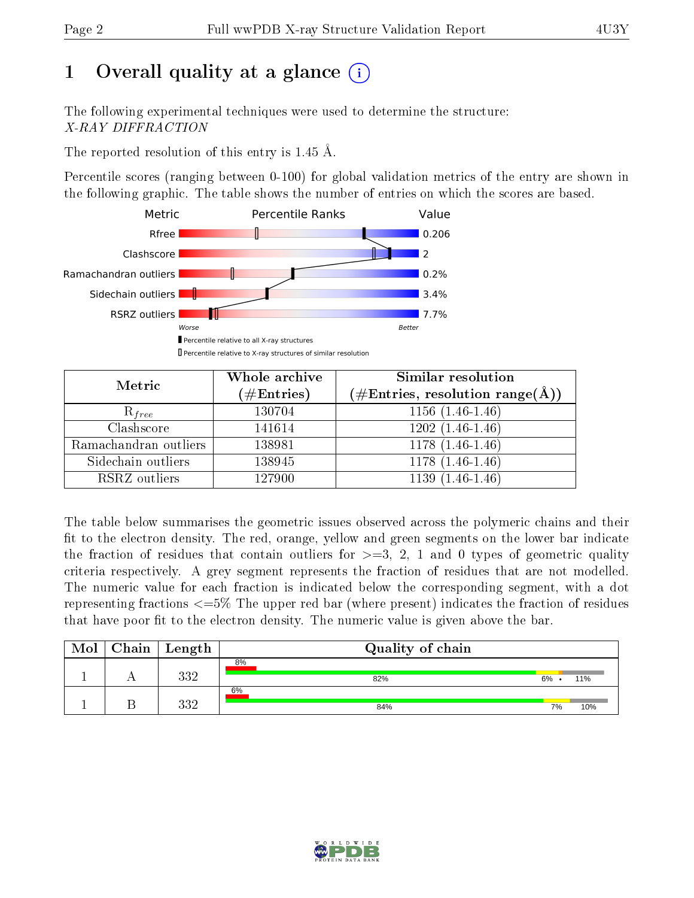# 1 Overall quality at a glance

The following experimental techniques were used to determine the structure:
*X-RAY DIFFRACTION*

The reported resolution of this entry is 1.45 Å.

Percentile scores (ranging between 0-100) for global validation metrics of the entry are shown in the following graphic. The table shows the number of entries on which the scores are based.

Metric
Percentile Ranks
Value
Rfree 0.206
Clashscore 2
Ramachandran outliers 0.2%
Sidechain outliers 3.4%
RSRZ outliers 7.7%
Worse
Better
Percentile relative to all X-ray structures
Percentile relative to X-ray structures of similar resolution

| Metric | Whole archive (#Entries) | Similar resolution (#Entries, resolution range(Å)) |
|---|---|---|
| $R_{free}$ | 130704 | 1156 (1.46-1.46) |
| Clashscore | 141614 | 1202 (1.46-1.46) |
| Ramachandran outliers | 138981 | 1178 (1.46-1.46) |
| Sidechain outliers | 138945 | 1178 (1.46-1.46) |
| RSRZ outliers | 127900 | 1139 (1.46-1.46) |

The table below summarises the geometric issues observed across the polymeric chains and their fit to the electron density. The red, orange, yellow and green segments on the lower bar indicate the fraction of residues that contain outliers for >=3, 2, 1 and 0 types of geometric quality criteria respectively. A grey segment represents the fraction of residues that are not modelled. The numeric value for each fraction is indicated below the corresponding segment, with a dot representing fractions <=5% The upper red bar (where present) indicates the fraction of residues that have poor fit to the electron density. The numeric value is given above the bar.

| Mol | Chain | Length | Quality of chain |
|---|---|---|---|
| 1 | A | 332 | 8% / 82% 6% • 11% |
| 1 | B | 332 | 6% / 84% 7% 10% |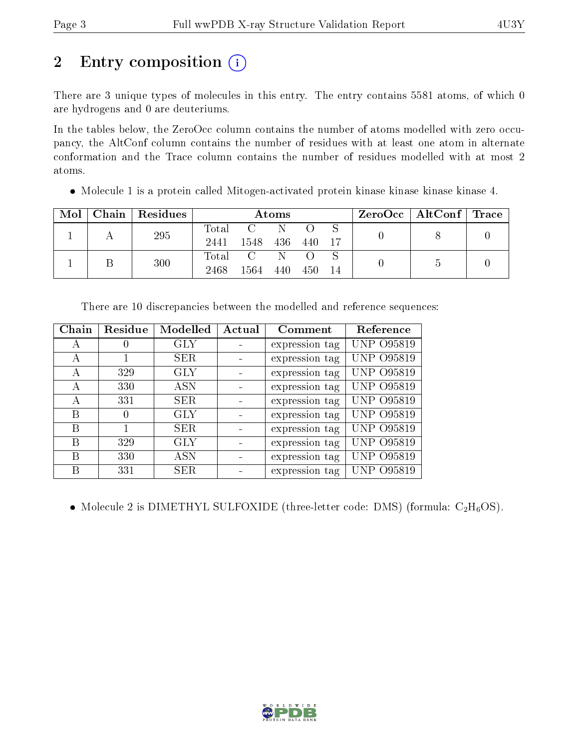# 2 Entry composition

There are 3 unique types of molecules in this entry. The entry contains 5581 atoms, of which 0 are hydrogens and 0 are deuteriums.

In the tables below, the ZeroOcc column contains the number of atoms modelled with zero occupancy, the AltConf column contains the number of residues with at least one atom in alternate conformation and the Trace column contains the number of residues modelled with at most 2 atoms.

- Molecule 1 is a protein called Mitogen-activated protein kinase kinase kinase kinase 4.

| Mol | Chain | Residues | Atoms | | | | | ZeroOcc | AltConf | Trace |
|---|---|---|---|---|---|---|---|---|---|---|
| 1 | A | 295 | Total<br>2441 | C<br>1548 | N<br>436 | O<br>440 | S<br>17 | 0 | 8 | 0 |
| 1 | B | 300 | Total<br>2468 | C<br>1564 | N<br>440 | O<br>450 | S<br>14 | 0 | 5 | 0 |

There are 10 discrepancies between the modelled and reference sequences:

| Chain | Residue | Modelled | Actual | Comment | Reference |
|---|---|---|---|---|---|
| A | 0 | GLY | - | expression tag | UNP O95819 |
| A | 1 | SER | - | expression tag | UNP O95819 |
| A | 329 | GLY | - | expression tag | UNP O95819 |
| A | 330 | ASN | - | expression tag | UNP O95819 |
| A | 331 | SER | - | expression tag | UNP O95819 |
| B | 0 | GLY | - | expression tag | UNP O95819 |
| B | 1 | SER | - | expression tag | UNP O95819 |
| B | 329 | GLY | - | expression tag | UNP O95819 |
| B | 330 | ASN | - | expression tag | UNP O95819 |
| B | 331 | SER | - | expression tag | UNP O95819 |

- Molecule 2 is DIMETHYL SULFOXIDE (three-letter code: DMS) (formula: $C_2H_6OS$).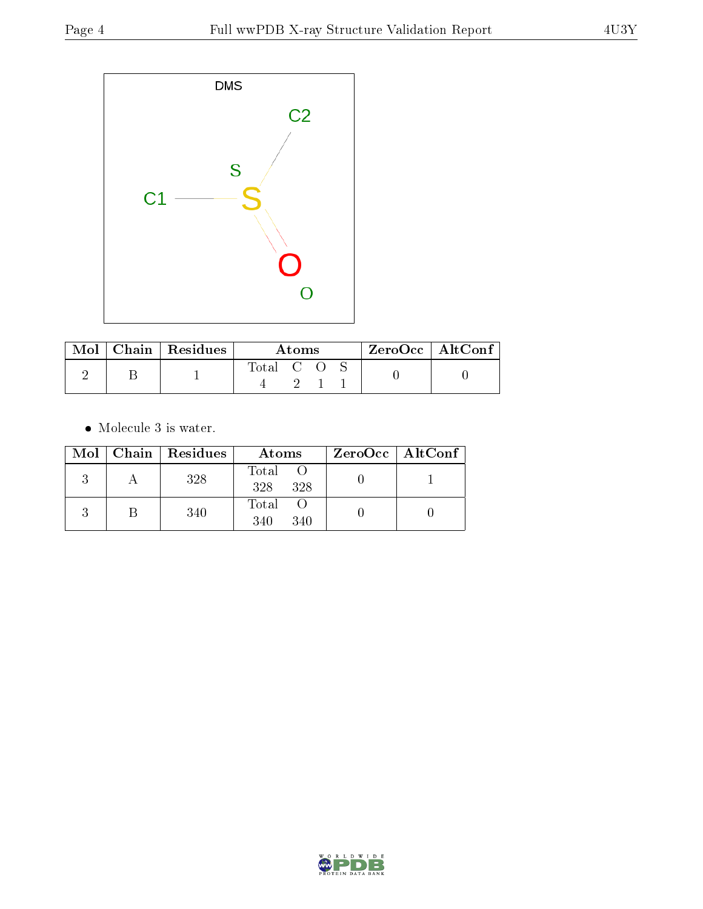DMS

C2

S

C1

O

| Mol | Chain | Residues | Atoms | | | | ZeroOcc | AltConf |
|---|---|---|---|---|---|---|---|---|
| | | | Total | C | O | S | | |
| 2 | B | 1 | 4 | 2 | 1 | 1 | 0 | 0 |

- Molecule 3 is water.

| Mol | Chain | Residues | Atoms | | ZeroOcc | AltConf |
|---|---|---|---|---|---|---|
| | | | Total | O | | |
| 3 | A | 328 | 328 | 328 | 0 | 1 |
| 3 | B | 340 | 340 | 340 | 0 | 0 |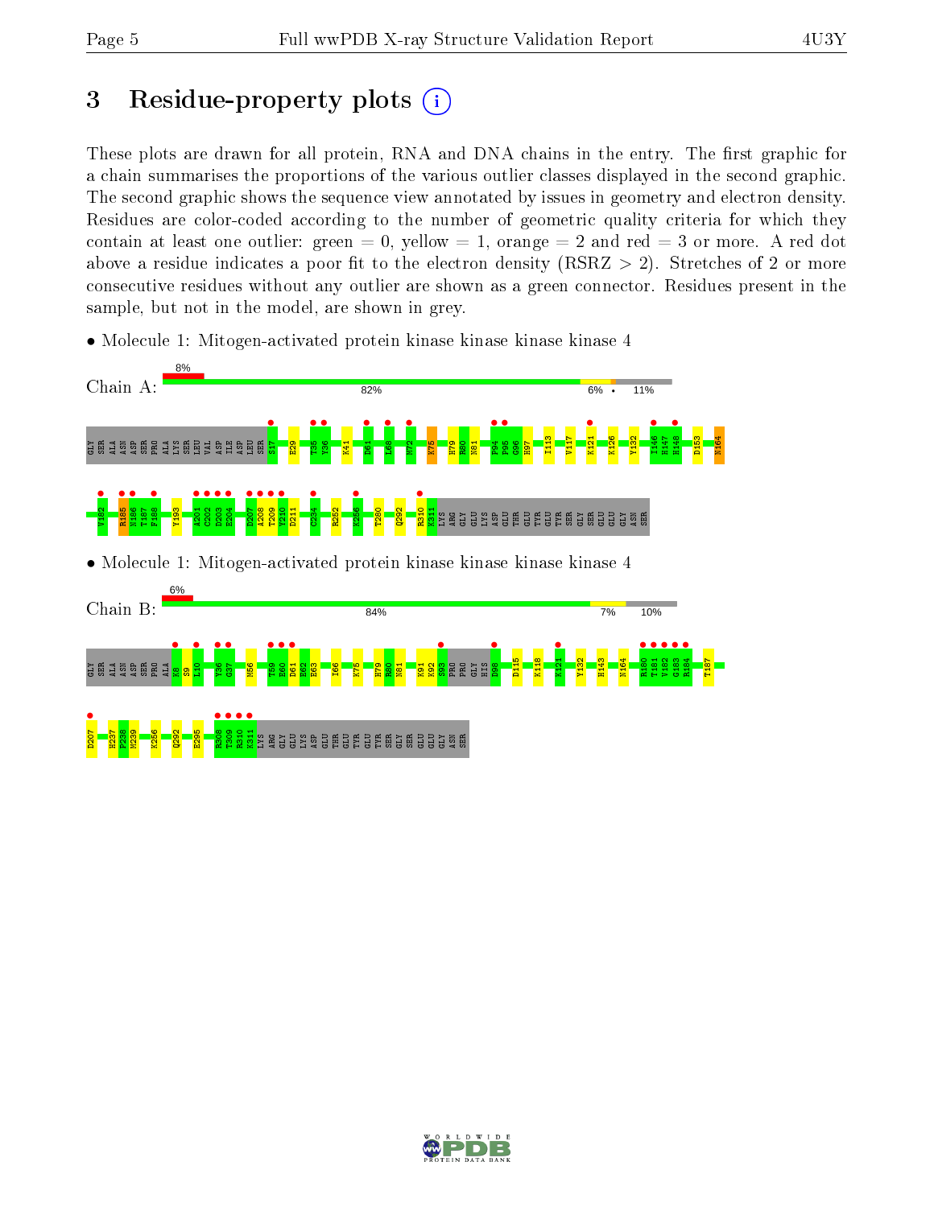# 3 Residue-property plots

These plots are drawn for all protein, RNA and DNA chains in the entry. The first graphic for a chain summarises the proportions of the various outlier classes displayed in the second graphic. The second graphic shows the sequence view annotated by issues in geometry and electron density. Residues are color-coded according to the number of geometric quality criteria for which they contain at least one outlier: green = 0, yellow = 1, orange = 2 and red = 3 or more. A red dot above a residue indicates a poor fit to the electron density (RSRZ > 2). Stretches of 2 or more consecutive residues without any outlier are shown as a green connector. Residues present in the sample, but not in the model, are shown in grey.

- Molecule 1: Mitogen-activated protein kinase kinase kinase kinase 4

Chain A:

8%

82%

6%

•

11%

GLY SER ALA ASN ASP SER PRO ALA LYS SER LEU VAL ASP ILE ASP LEU SER S17 E29 T35 Y36 K41 D61 L68 M72 K75 H79 R80 N81 P94 P95 G96 H97 I113 V117 K121 K126 Y132 I146 H147 H148 D153 N164

V182 R185 N186 T187 F188 Y193 A201 C202 D203 E204 D207 A208 T209 Y210 D211 C234 R252 K256 T280 Q292 R310 K311 LYS ARG GLY GLU LYS ASP GLU THR GLU TYR GLU TYR SER GLY SER GLU GLU GLY ASN SER

- Molecule 1: Mitogen-activated protein kinase kinase kinase kinase 4

Chain B:

6%

84%

7%

10%

GLY SER ALA ASN ASP SER PRO ALA K8 S9 L10 Y36 G37 M56 T59 K60 D61 E62 E63 I66 K75 H79 R80 N81 K91 K92 S93 PRO PRO GLY HIS D98 D115 K118 K121 Y132 H143 N164 R180 T181 V182 G183 R184 T187

D207 H237 P238 M239 K256 Q292 E295 R308 T309 R310 K311 LYS ARG GLY GLU LYS ASP GLU THR GLU TYR GLU TYR SER GLY SER GLU GLU GLY ASN SER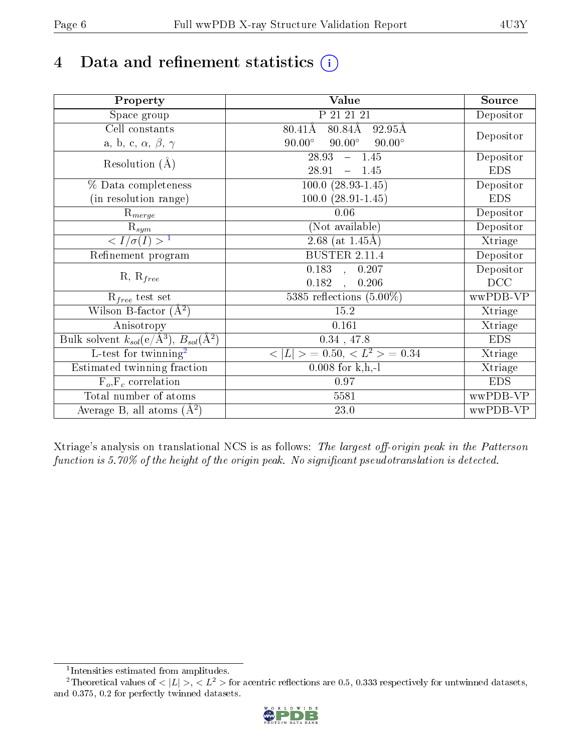# 4 Data and refinement statistics (i)

| Property | Value | Source |
|---|---|---|
| Space group | P 21 21 21 | Depositor |
| Cell constants<br>a, b, c, $\alpha$, $\beta$, $\gamma$ | 80.41Å 80.84Å 92.95Å<br>90.00° 90.00° 90.00° | Depositor |
| Resolution (Å) | 28.93 – 1.45<br>28.91 – 1.45 | Depositor<br>EDS |
| % Data completeness<br>(in resolution range) | 100.0 (28.93-1.45)<br>100.0 (28.91-1.45) | Depositor<br>EDS |
| $R_{merge}$ | 0.06 | Depositor |
| $R_{sym}$ | (Not available) | Depositor |
| $< I/\sigma(I) >$ [1] | 2.68 (at 1.45Å) | Xtriage |
| Refinement program | BUSTER 2.11.4 | Depositor |
| R, $R_{free}$ | 0.183 , 0.207<br>0.182 , 0.206 | Depositor<br>DCC |
| $R_{free}$ test set | 5385 reflections (5.00%) | wwPDB-VP |
| Wilson B-factor (Å$^2$) | 15.2 | Xtriage |
| Anisotropy | 0.161 | Xtriage |
| Bulk solvent $k_{sol}$(e/Å$^3$), $B_{sol}$(Å$^2$) | 0.34 , 47.8 | EDS |
| L-test for twinning[2] | $< \|L\| > = 0.50$, $< L^2 > = 0.34$ | Xtriage |
| Estimated twinning fraction | 0.008 for k,h,-l | Xtriage |
| $F_o$,$F_c$ correlation | 0.97 | EDS |
| Total number of atoms | 5581 | wwPDB-VP |
| Average B, all atoms (Å$^2$) | 23.0 | wwPDB-VP |

Xtriage's analysis on translational NCS is as follows: *The largest off-origin peak in the Patterson function is 5.70% of the height of the origin peak. No significant pseudotranslation is detected.*

[1] Intensities estimated from amplitudes.

[2] Theoretical values of $< |L| >$, $< L^2 >$ for acentric reflections are 0.5, 0.333 respectively for untwinned datasets, and 0.375, 0.2 for perfectly twinned datasets.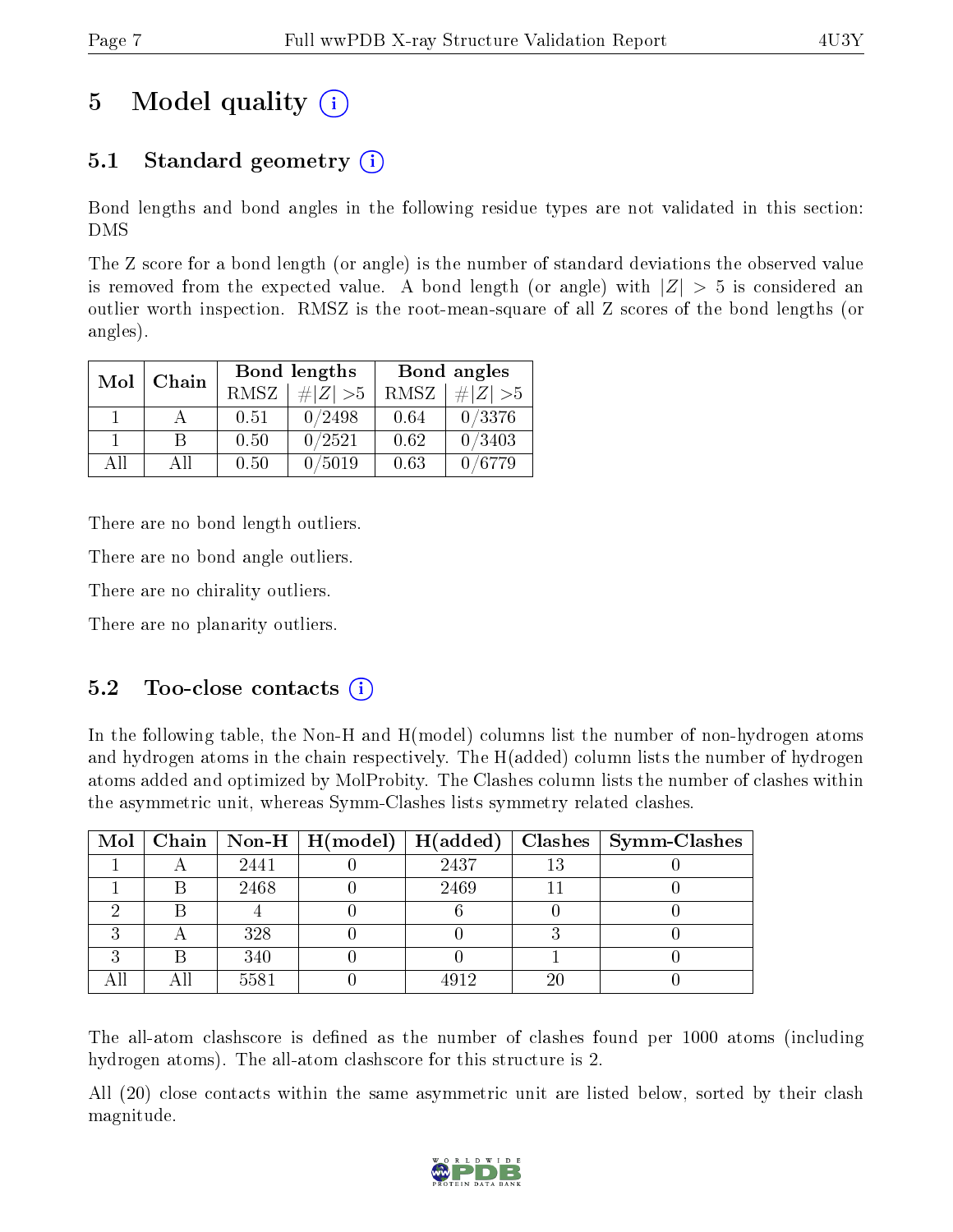# 5 Model quality

## 5.1 Standard geometry

Bond lengths and bond angles in the following residue types are not validated in this section: DMS

The Z score for a bond length (or angle) is the number of standard deviations the observed value is removed from the expected value. A bond length (or angle) with $|Z| > 5$ is considered an outlier worth inspection. RMSZ is the root-mean-square of all Z scores of the bond lengths (or angles).

| Mol | Chain | Bond lengths | | Bond angles | |
|---|---|---|---|---|---|
| | | RMSZ | $\#\|Z\| > 5$ | RMSZ | $\#\|Z\| > 5$ |
| 1 | A | 0.51 | 0/2498 | 0.64 | 0/3376 |
| 1 | B | 0.50 | 0/2521 | 0.62 | 0/3403 |
| All | All | 0.50 | 0/5019 | 0.63 | 0/6779 |

There are no bond length outliers.

There are no bond angle outliers.

There are no chirality outliers.

There are no planarity outliers.

## 5.2 Too-close contacts

In the following table, the Non-H and H(model) columns list the number of non-hydrogen atoms and hydrogen atoms in the chain respectively. The H(added) column lists the number of hydrogen atoms added and optimized by MolProbity. The Clashes column lists the number of clashes within the asymmetric unit, whereas Symm-Clashes lists symmetry related clashes.

| Mol | Chain | Non-H | H(model) | H(added) | Clashes | Symm-Clashes |
|---|---|---|---|---|---|---|
| 1 | A | 2441 | 0 | 2437 | 13 | 0 |
| 1 | B | 2468 | 0 | 2469 | 11 | 0 |
| 2 | B | 4 | 0 | 6 | 0 | 0 |
| 3 | A | 328 | 0 | 0 | 3 | 0 |
| 3 | B | 340 | 0 | 0 | 1 | 0 |
| All | All | 5581 | 0 | 4912 | 20 | 0 |

The all-atom clashscore is defined as the number of clashes found per 1000 atoms (including hydrogen atoms). The all-atom clashscore for this structure is 2.

All (20) close contacts within the same asymmetric unit are listed below, sorted by their clash magnitude.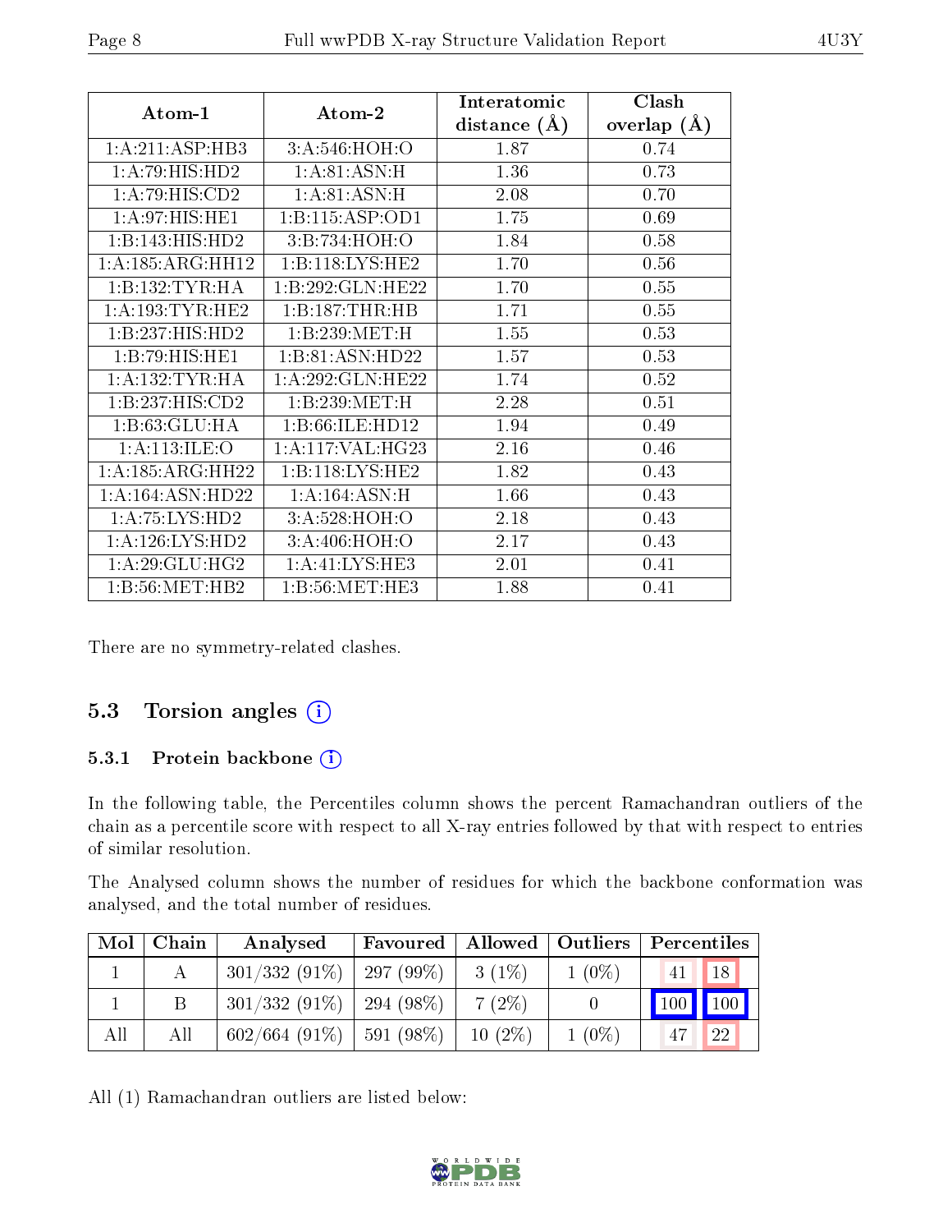| Atom-1 | Atom-2 | Interatomic distance (Å) | Clash overlap (Å) |
|---|---|---|---|
| 1:A:211:ASP:HB3 | 3:A:546:HOH:O | 1.87 | 0.74 |
| 1:A:79:HIS:HD2 | 1:A:81:ASN:H | 1.36 | 0.73 |
| 1:A:79:HIS:CD2 | 1:A:81:ASN:H | 2.08 | 0.70 |
| 1:A:97:HIS:HE1 | 1:B:115:ASP:OD1 | 1.75 | 0.69 |
| 1:B:143:HIS:HD2 | 3:B:734:HOH:O | 1.84 | 0.58 |
| 1:A:185:ARG:HH12 | 1:B:118:LYS:HE2 | 1.70 | 0.56 |
| 1:B:132:TYR:HA | 1:B:292:GLN:HE22 | 1.70 | 0.55 |
| 1:A:193:TYR:HE2 | 1:B:187:THR:HB | 1.71 | 0.55 |
| 1:B:237:HIS:HD2 | 1:B:239:MET:H | 1.55 | 0.53 |
| 1:B:79:HIS:HE1 | 1:B:81:ASN:HD22 | 1.57 | 0.53 |
| 1:A:132:TYR:HA | 1:A:292:GLN:HE22 | 1.74 | 0.52 |
| 1:B:237:HIS:CD2 | 1:B:239:MET:H | 2.28 | 0.51 |
| 1:B:63:GLU:HA | 1:B:66:ILE:HD12 | 1.94 | 0.49 |
| 1:A:113:ILE:O | 1:A:117:VAL:HG23 | 2.16 | 0.46 |
| 1:A:185:ARG:HH22 | 1:B:118:LYS:HE2 | 1.82 | 0.43 |
| 1:A:164:ASN:HD22 | 1:A:164:ASN:H | 1.66 | 0.43 |
| 1:A:75:LYS:HD2 | 3:A:528:HOH:O | 2.18 | 0.43 |
| 1:A:126:LYS:HD2 | 3:A:406:HOH:O | 2.17 | 0.43 |
| 1:A:29:GLU:HG2 | 1:A:41:LYS:HE3 | 2.01 | 0.41 |
| 1:B:56:MET:HB2 | 1:B:56:MET:HE3 | 1.88 | 0.41 |

There are no symmetry-related clashes.

## 5.3 Torsion angles (i)

### 5.3.1 Protein backbone (i)

In the following table, the Percentiles column shows the percent Ramachandran outliers of the chain as a percentile score with respect to all X-ray entries followed by that with respect to entries of similar resolution.

The Analysed column shows the number of residues for which the backbone conformation was analysed, and the total number of residues.

| Mol | Chain | Analysed | Favoured | Allowed | Outliers | Percentiles | |
|---|---|---|---|---|---|---|---|
| 1 | A | 301/332 (91%) | 297 (99%) | 3 (1%) | 1 (0%) | 41 | 18 |
| 1 | B | 301/332 (91%) | 294 (98%) | 7 (2%) | 0 | 100 | 100 |
| All | All | 602/664 (91%) | 591 (98%) | 10 (2%) | 1 (0%) | 47 | 22 |

All (1) Ramachandran outliers are listed below: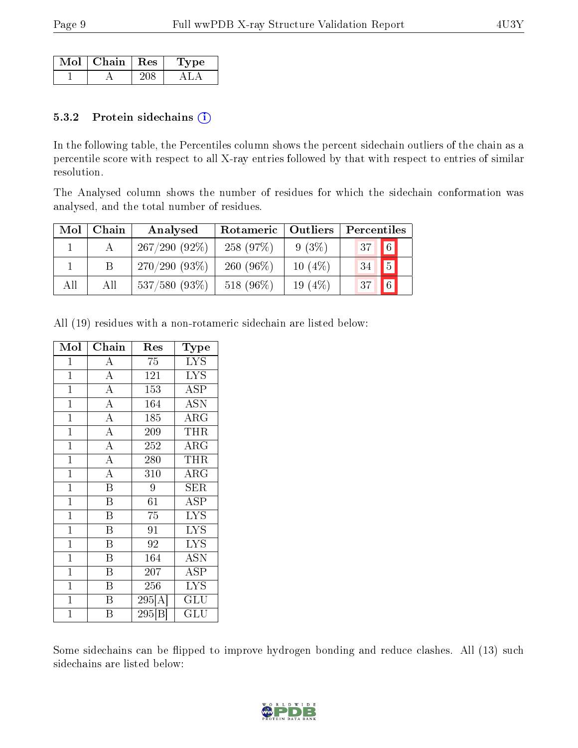| Mol | Chain | Res | Type |
|---|---|---|---|
| 1 | A | 208 | ALA |

### 5.3.2 Protein sidechains (i)

In the following table, the Percentiles column shows the percent sidechain outliers of the chain as a percentile score with respect to all X-ray entries followed by that with respect to entries of similar resolution.

The Analysed column shows the number of residues for which the sidechain conformation was analysed, and the total number of residues.

| Mol | Chain | Analysed | Rotameric | Outliers | Percentiles | |
|---|---|---|---|---|---|---|
| 1 | A | 267/290 (92%) | 258 (97%) | 9 (3%) | 37 | 6 |
| 1 | B | 270/290 (93%) | 260 (96%) | 10 (4%) | 34 | 5 |
| All | All | 537/580 (93%) | 518 (96%) | 19 (4%) | 37 | 6 |

All (19) residues with a non-rotameric sidechain are listed below:

| Mol | Chain | Res | Type |
|---|---|---|---|
| 1 | A | 75 | LYS |
| 1 | A | 121 | LYS |
| 1 | A | 153 | ASP |
| 1 | A | 164 | ASN |
| 1 | A | 185 | ARG |
| 1 | A | 209 | THR |
| 1 | A | 252 | ARG |
| 1 | A | 280 | THR |
| 1 | A | 310 | ARG |
| 1 | B | 9 | SER |
| 1 | B | 61 | ASP |
| 1 | B | 75 | LYS |
| 1 | B | 91 | LYS |
| 1 | B | 92 | LYS |
| 1 | B | 164 | ASN |
| 1 | B | 207 | ASP |
| 1 | B | 256 | LYS |
| 1 | B | 295[A] | GLU |
| 1 | B | 295[B] | GLU |

Some sidechains can be flipped to improve hydrogen bonding and reduce clashes. All (13) such sidechains are listed below: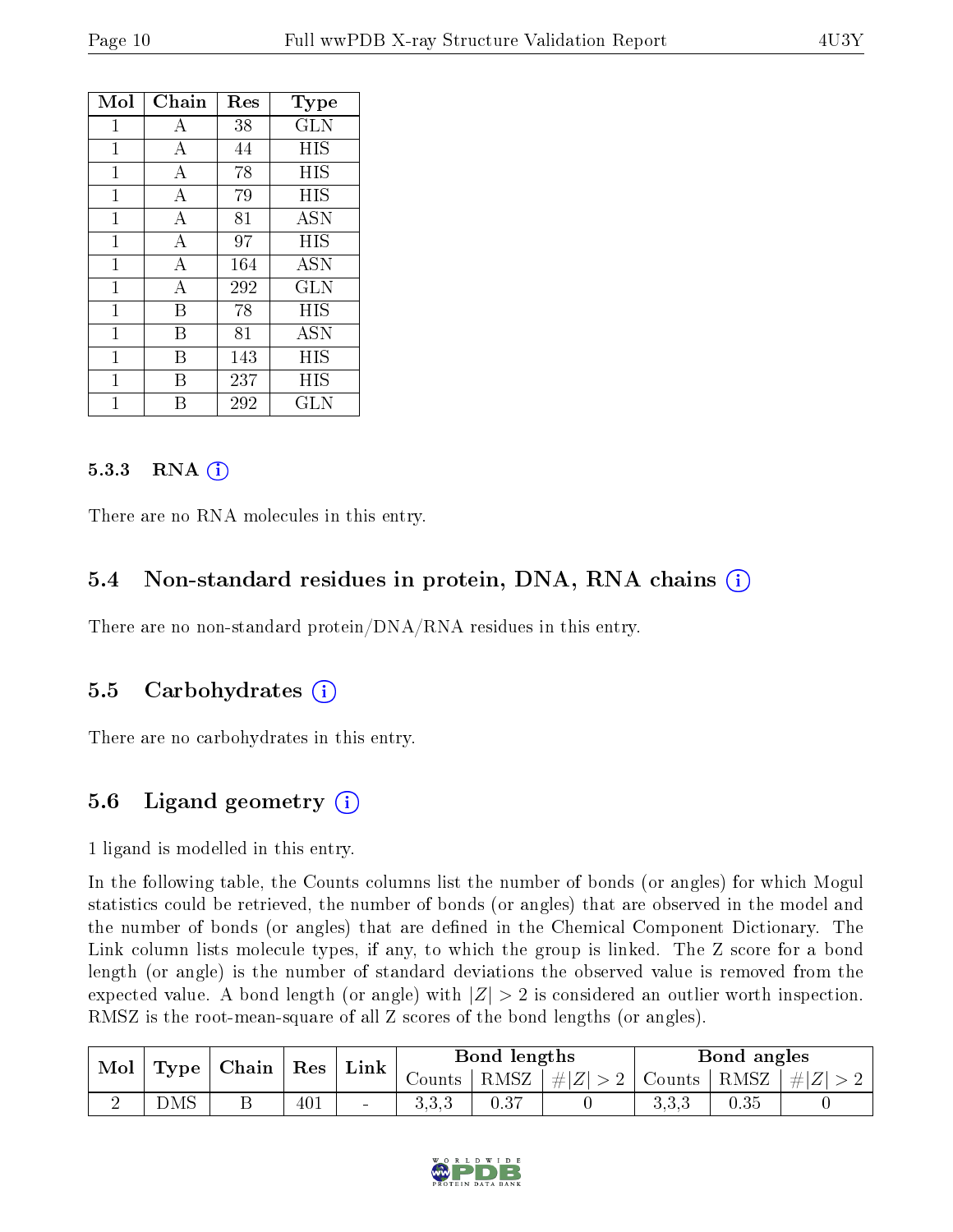| Mol | Chain | Res | Type |
|---|---|---|---|
| 1 | A | 38 | GLN |
| 1 | A | 44 | HIS |
| 1 | A | 78 | HIS |
| 1 | A | 79 | HIS |
| 1 | A | 81 | ASN |
| 1 | A | 97 | HIS |
| 1 | A | 164 | ASN |
| 1 | A | 292 | GLN |
| 1 | B | 78 | HIS |
| 1 | B | 81 | ASN |
| 1 | B | 143 | HIS |
| 1 | B | 237 | HIS |
| 1 | B | 292 | GLN |

#### 5.3.3 RNA

There are no RNA molecules in this entry.

### 5.4 Non-standard residues in protein, DNA, RNA chains

There are no non-standard protein/DNA/RNA residues in this entry.

### 5.5 Carbohydrates

There are no carbohydrates in this entry.

### 5.6 Ligand geometry

1 ligand is modelled in this entry.

In the following table, the Counts columns list the number of bonds (or angles) for which Mogul statistics could be retrieved, the number of bonds (or angles) that are observed in the model and the number of bonds (or angles) that are defined in the Chemical Component Dictionary. The Link column lists molecule types, if any, to which the group is linked. The Z score for a bond length (or angle) is the number of standard deviations the observed value is removed from the expected value. A bond length (or angle) with $|Z| > 2$ is considered an outlier worth inspection. RMSZ is the root-mean-square of all Z scores of the bond lengths (or angles).

| Mol | Type | Chain | Res | Link | Bond lengths | | | Bond angles | | |
|---|---|---|---|---|---|---|---|---|---|---|
| | | | | | Counts | RMSZ | $\#\|Z\| > 2$ | Counts | RMSZ | $\#\|Z\| > 2$ |
| 2 | DMS | B | 401 | - | 3,3,3 | 0.37 | 0 | 3,3,3 | 0.35 | 0 |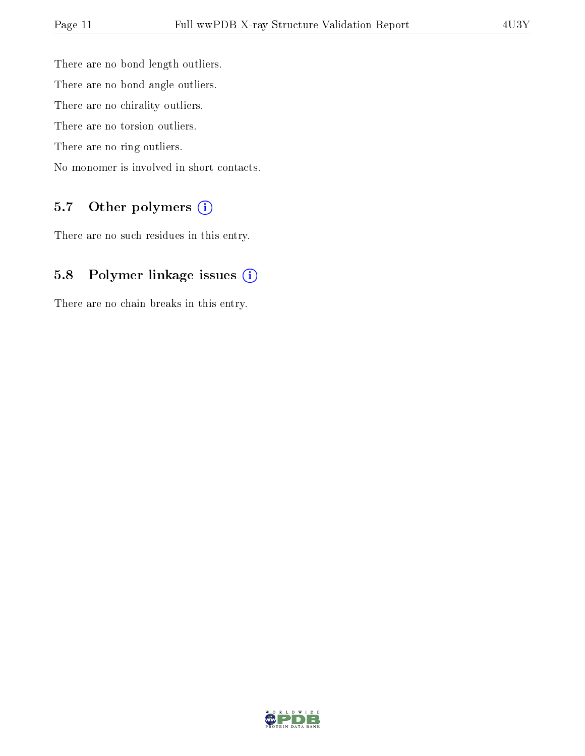There are no bond length outliers.

There are no bond angle outliers.

There are no chirality outliers.

There are no torsion outliers.

There are no ring outliers.

No monomer is involved in short contacts.

## 5.7 Other polymers

There are no such residues in this entry.

## 5.8 Polymer linkage issues

There are no chain breaks in this entry.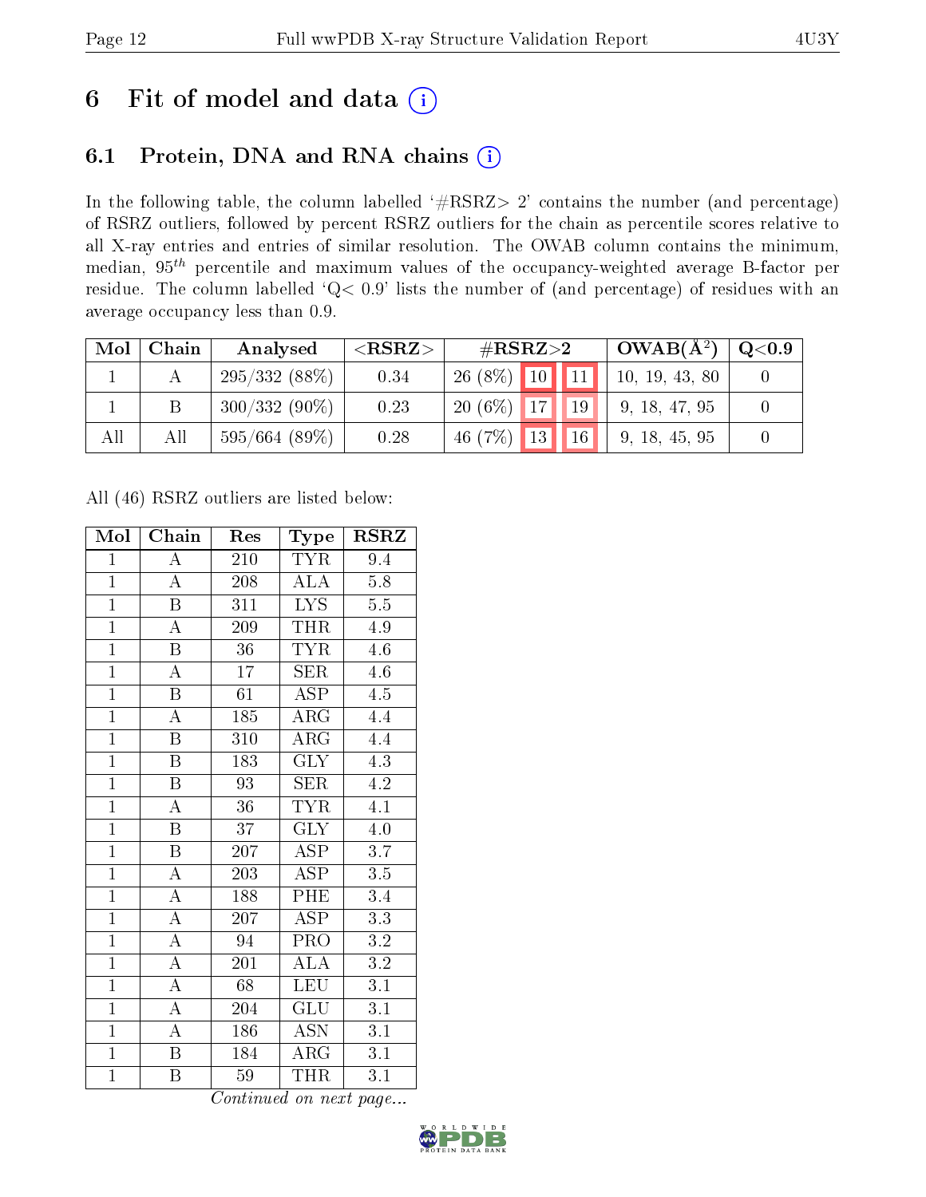# 6 Fit of model and data (i)

## 6.1 Protein, DNA and RNA chains (i)

In the following table, the column labelled '#RSRZ> 2' contains the number (and percentage) of RSRZ outliers, followed by percent RSRZ outliers for the chain as percentile scores relative to all X-ray entries and entries of similar resolution. The OWAB column contains the minimum, median, $95^{th}$ percentile and maximum values of the occupancy-weighted average B-factor per residue. The column labelled 'Q< 0.9' lists the number of (and percentage) of residues with an average occupancy less than 0.9.

| Mol | Chain | Analysed | <RSRZ> | #RSRZ>2 | | | OWAB(Å$^2$) | Q<0.9 |
|---|---|---|---|---|---|---|---|---|
| 1 | A | 295/332 (88%) | 0.34 | 26 (8%) | 10 | 11 | 10, 19, 43, 80 | 0 |
| 1 | B | 300/332 (90%) | 0.23 | 20 (6%) | 17 | 19 | 9, 18, 47, 95 | 0 |
| All | All | 595/664 (89%) | 0.28 | 46 (7%) | 13 | 16 | 9, 18, 45, 95 | 0 |

All (46) RSRZ outliers are listed below:

| Mol | Chain | Res | Type | RSRZ |
|---|---|---|---|---|
| 1 | A | 210 | TYR | 9.4 |
| 1 | A | 208 | ALA | 5.8 |
| 1 | B | 311 | LYS | 5.5 |
| 1 | A | 209 | THR | 4.9 |
| 1 | B | 36 | TYR | 4.6 |
| 1 | A | 17 | SER | 4.6 |
| 1 | B | 61 | ASP | 4.5 |
| 1 | A | 185 | ARG | 4.4 |
| 1 | B | 310 | ARG | 4.4 |
| 1 | B | 183 | GLY | 4.3 |
| 1 | B | 93 | SER | 4.2 |
| 1 | A | 36 | TYR | 4.1 |
| 1 | B | 37 | GLY | 4.0 |
| 1 | B | 207 | ASP | 3.7 |
| 1 | A | 203 | ASP | 3.5 |
| 1 | A | 188 | PHE | 3.4 |
| 1 | A | 207 | ASP | 3.3 |
| 1 | A | 94 | PRO | 3.2 |
| 1 | A | 201 | ALA | 3.2 |
| 1 | A | 68 | LEU | 3.1 |
| 1 | A | 204 | GLU | 3.1 |
| 1 | A | 186 | ASN | 3.1 |
| 1 | B | 184 | ARG | 3.1 |
| 1 | B | 59 | THR | 3.1 |

*Continued on next page...*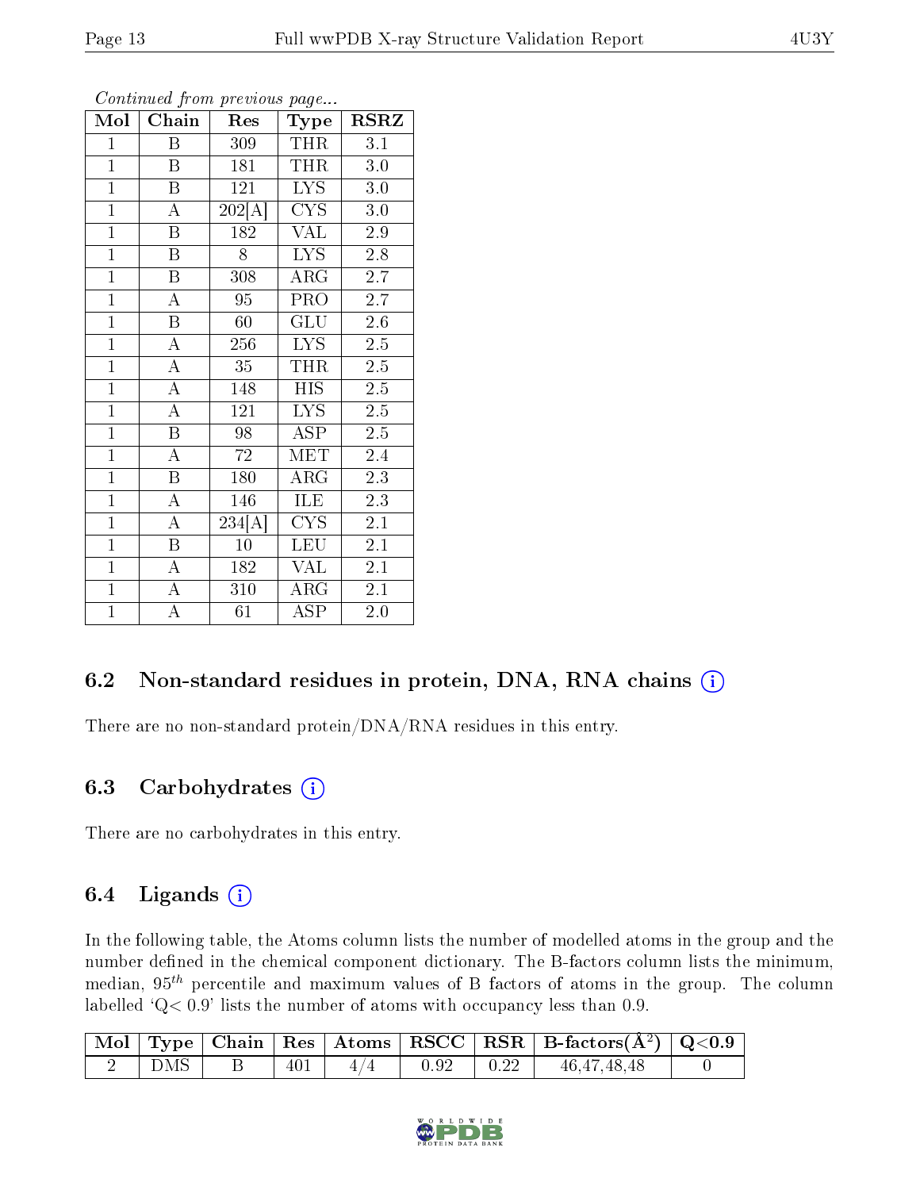*Continued from previous page...*

| Mol | Chain | Res | Type | RSRZ |
|---|---|---|---|---|
| 1 | B | 309 | THR | 3.1 |
| 1 | B | 181 | THR | 3.0 |
| 1 | B | 121 | LYS | 3.0 |
| 1 | A | 202[A] | CYS | 3.0 |
| 1 | B | 182 | VAL | 2.9 |
| 1 | B | 8 | LYS | 2.8 |
| 1 | B | 308 | ARG | 2.7 |
| 1 | A | 95 | PRO | 2.7 |
| 1 | B | 60 | GLU | 2.6 |
| 1 | A | 256 | LYS | 2.5 |
| 1 | A | 35 | THR | 2.5 |
| 1 | A | 148 | HIS | 2.5 |
| 1 | A | 121 | LYS | 2.5 |
| 1 | B | 98 | ASP | 2.5 |
| 1 | A | 72 | MET | 2.4 |
| 1 | B | 180 | ARG | 2.3 |
| 1 | A | 146 | ILE | 2.3 |
| 1 | A | 234[A] | CYS | 2.1 |
| 1 | B | 10 | LEU | 2.1 |
| 1 | A | 182 | VAL | 2.1 |
| 1 | A | 310 | ARG | 2.1 |
| 1 | A | 61 | ASP | 2.0 |

## 6.2 Non-standard residues in protein, DNA, RNA chains

There are no non-standard protein/DNA/RNA residues in this entry.

## 6.3 Carbohydrates

There are no carbohydrates in this entry.

## 6.4 Ligands

In the following table, the Atoms column lists the number of modelled atoms in the group and the number defined in the chemical component dictionary. The B-factors column lists the minimum, median, $95^{th}$ percentile and maximum values of B factors of atoms in the group. The column labelled 'Q< 0.9' lists the number of atoms with occupancy less than 0.9.

| Mol | Type | Chain | Res | Atoms | RSCC | RSR | B-factors($Å^2$) | Q<0.9 |
|---|---|---|---|---|---|---|---|---|
| 2 | DMS | B | 401 | 4/4 | 0.92 | 0.22 | 46,47,48,48 | 0 |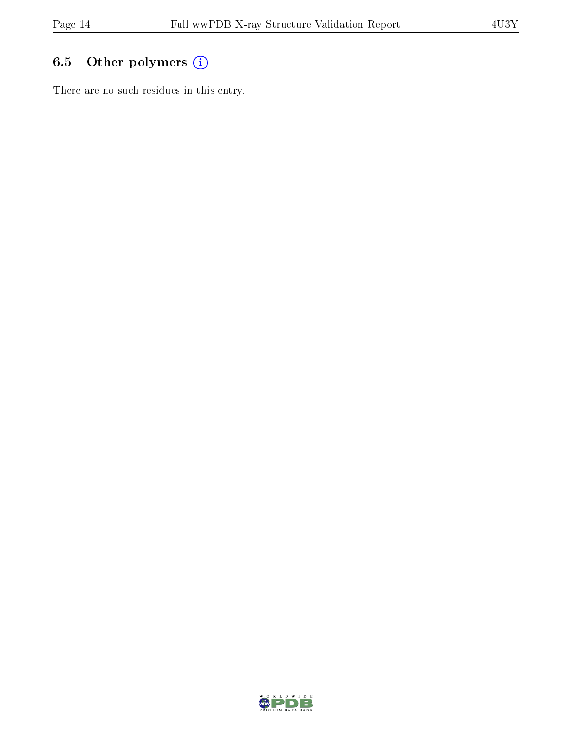### 6.5 Other polymers (i)

There are no such residues in this entry.